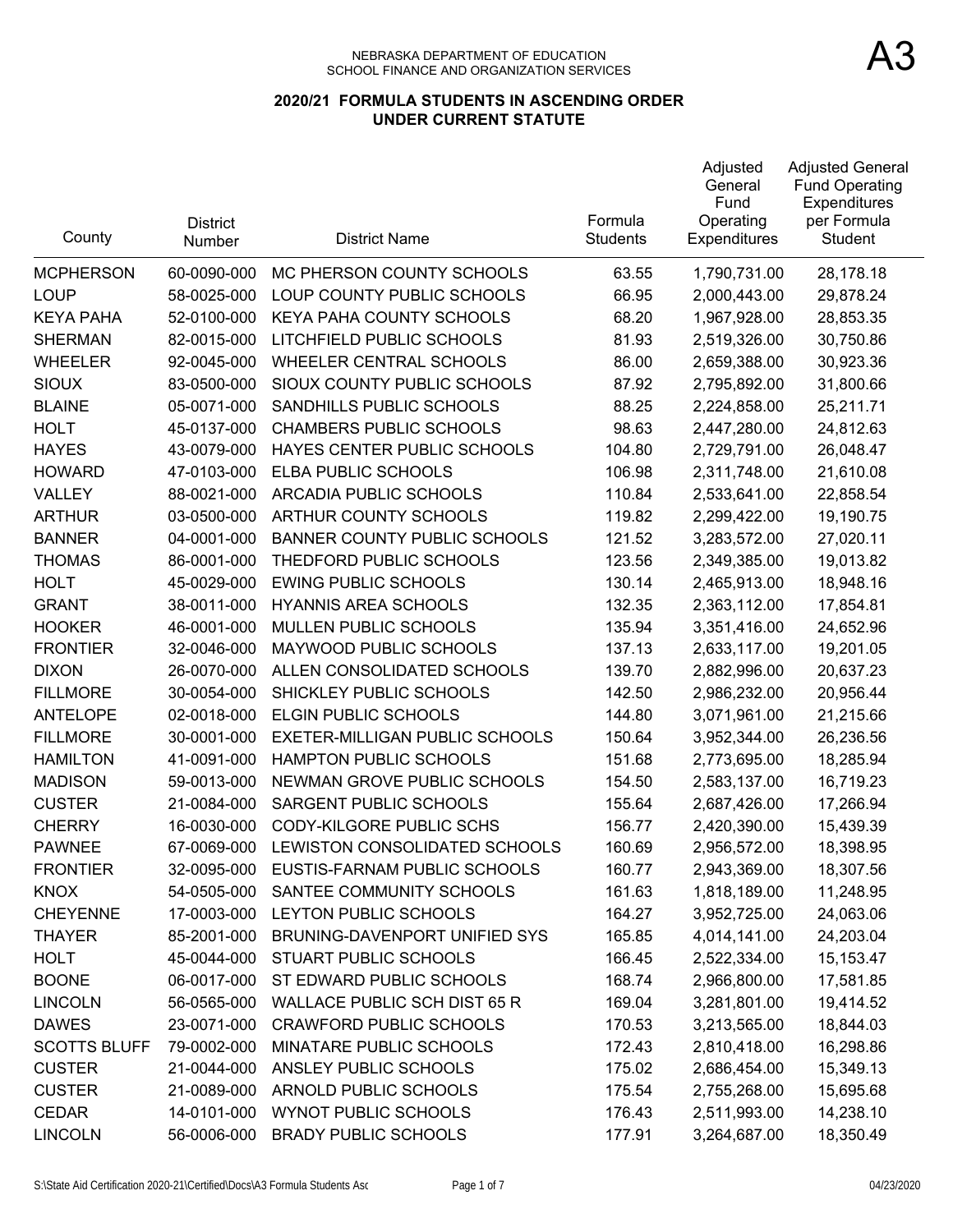NEBRASKA DEPARTMENT OF EDUCATION
SCHOOL FINANCE AND ORGANIZATION SERVICES

# A3

## 2020/21 FORMULA STUDENTS IN ASCENDING ORDER UNDER CURRENT STATUTE

| County | District Number | District Name | Formula Students | Adjusted General Fund Operating Expenditures | Adjusted General Fund Operating Expenditures per Formula Student |
|---|---|---|---|---|---|
| MCPHERSON | 60-0090-000 | MC PHERSON COUNTY SCHOOLS | 63.55 | 1,790,731.00 | 28,178.18 |
| LOUP | 58-0025-000 | LOUP COUNTY PUBLIC SCHOOLS | 66.95 | 2,000,443.00 | 29,878.24 |
| KEYA PAHA | 52-0100-000 | KEYA PAHA COUNTY SCHOOLS | 68.20 | 1,967,928.00 | 28,853.35 |
| SHERMAN | 82-0015-000 | LITCHFIELD PUBLIC SCHOOLS | 81.93 | 2,519,326.00 | 30,750.86 |
| WHEELER | 92-0045-000 | WHEELER CENTRAL SCHOOLS | 86.00 | 2,659,388.00 | 30,923.36 |
| SIOUX | 83-0500-000 | SIOUX COUNTY PUBLIC SCHOOLS | 87.92 | 2,795,892.00 | 31,800.66 |
| BLAINE | 05-0071-000 | SANDHILLS PUBLIC SCHOOLS | 88.25 | 2,224,858.00 | 25,211.71 |
| HOLT | 45-0137-000 | CHAMBERS PUBLIC SCHOOLS | 98.63 | 2,447,280.00 | 24,812.63 |
| HAYES | 43-0079-000 | HAYES CENTER PUBLIC SCHOOLS | 104.80 | 2,729,791.00 | 26,048.47 |
| HOWARD | 47-0103-000 | ELBA PUBLIC SCHOOLS | 106.98 | 2,311,748.00 | 21,610.08 |
| VALLEY | 88-0021-000 | ARCADIA PUBLIC SCHOOLS | 110.84 | 2,533,641.00 | 22,858.54 |
| ARTHUR | 03-0500-000 | ARTHUR COUNTY SCHOOLS | 119.82 | 2,299,422.00 | 19,190.75 |
| BANNER | 04-0001-000 | BANNER COUNTY PUBLIC SCHOOLS | 121.52 | 3,283,572.00 | 27,020.11 |
| THOMAS | 86-0001-000 | THEDFORD PUBLIC SCHOOLS | 123.56 | 2,349,385.00 | 19,013.82 |
| HOLT | 45-0029-000 | EWING PUBLIC SCHOOLS | 130.14 | 2,465,913.00 | 18,948.16 |
| GRANT | 38-0011-000 | HYANNIS AREA SCHOOLS | 132.35 | 2,363,112.00 | 17,854.81 |
| HOOKER | 46-0001-000 | MULLEN PUBLIC SCHOOLS | 135.94 | 3,351,416.00 | 24,652.96 |
| FRONTIER | 32-0046-000 | MAYWOOD PUBLIC SCHOOLS | 137.13 | 2,633,117.00 | 19,201.05 |
| DIXON | 26-0070-000 | ALLEN CONSOLIDATED SCHOOLS | 139.70 | 2,882,996.00 | 20,637.23 |
| FILLMORE | 30-0054-000 | SHICKLEY PUBLIC SCHOOLS | 142.50 | 2,986,232.00 | 20,956.44 |
| ANTELOPE | 02-0018-000 | ELGIN PUBLIC SCHOOLS | 144.80 | 3,071,961.00 | 21,215.66 |
| FILLMORE | 30-0001-000 | EXETER-MILLIGAN PUBLIC SCHOOLS | 150.64 | 3,952,344.00 | 26,236.56 |
| HAMILTON | 41-0091-000 | HAMPTON PUBLIC SCHOOLS | 151.68 | 2,773,695.00 | 18,285.94 |
| MADISON | 59-0013-000 | NEWMAN GROVE PUBLIC SCHOOLS | 154.50 | 2,583,137.00 | 16,719.23 |
| CUSTER | 21-0084-000 | SARGENT PUBLIC SCHOOLS | 155.64 | 2,687,426.00 | 17,266.94 |
| CHERRY | 16-0030-000 | CODY-KILGORE PUBLIC SCHS | 156.77 | 2,420,390.00 | 15,439.39 |
| PAWNEE | 67-0069-000 | LEWISTON CONSOLIDATED SCHOOLS | 160.69 | 2,956,572.00 | 18,398.95 |
| FRONTIER | 32-0095-000 | EUSTIS-FARNAM PUBLIC SCHOOLS | 160.77 | 2,943,369.00 | 18,307.56 |
| KNOX | 54-0505-000 | SANTEE COMMUNITY SCHOOLS | 161.63 | 1,818,189.00 | 11,248.95 |
| CHEYENNE | 17-0003-000 | LEYTON PUBLIC SCHOOLS | 164.27 | 3,952,725.00 | 24,063.06 |
| THAYER | 85-2001-000 | BRUNING-DAVENPORT UNIFIED SYS | 165.85 | 4,014,141.00 | 24,203.04 |
| HOLT | 45-0044-000 | STUART PUBLIC SCHOOLS | 166.45 | 2,522,334.00 | 15,153.47 |
| BOONE | 06-0017-000 | ST EDWARD PUBLIC SCHOOLS | 168.74 | 2,966,800.00 | 17,581.85 |
| LINCOLN | 56-0565-000 | WALLACE PUBLIC SCH DIST 65 R | 169.04 | 3,281,801.00 | 19,414.52 |
| DAWES | 23-0071-000 | CRAWFORD PUBLIC SCHOOLS | 170.53 | 3,213,565.00 | 18,844.03 |
| SCOTTS BLUFF | 79-0002-000 | MINATARE PUBLIC SCHOOLS | 172.43 | 2,810,418.00 | 16,298.86 |
| CUSTER | 21-0044-000 | ANSLEY PUBLIC SCHOOLS | 175.02 | 2,686,454.00 | 15,349.13 |
| CUSTER | 21-0089-000 | ARNOLD PUBLIC SCHOOLS | 175.54 | 2,755,268.00 | 15,695.68 |
| CEDAR | 14-0101-000 | WYNOT PUBLIC SCHOOLS | 176.43 | 2,511,993.00 | 14,238.10 |
| LINCOLN | 56-0006-000 | BRADY PUBLIC SCHOOLS | 177.91 | 3,264,687.00 | 18,350.49 |

S:\State Aid Certification 2020-21\Certified\Docs\A3 Formula Students Asc    04/23/2020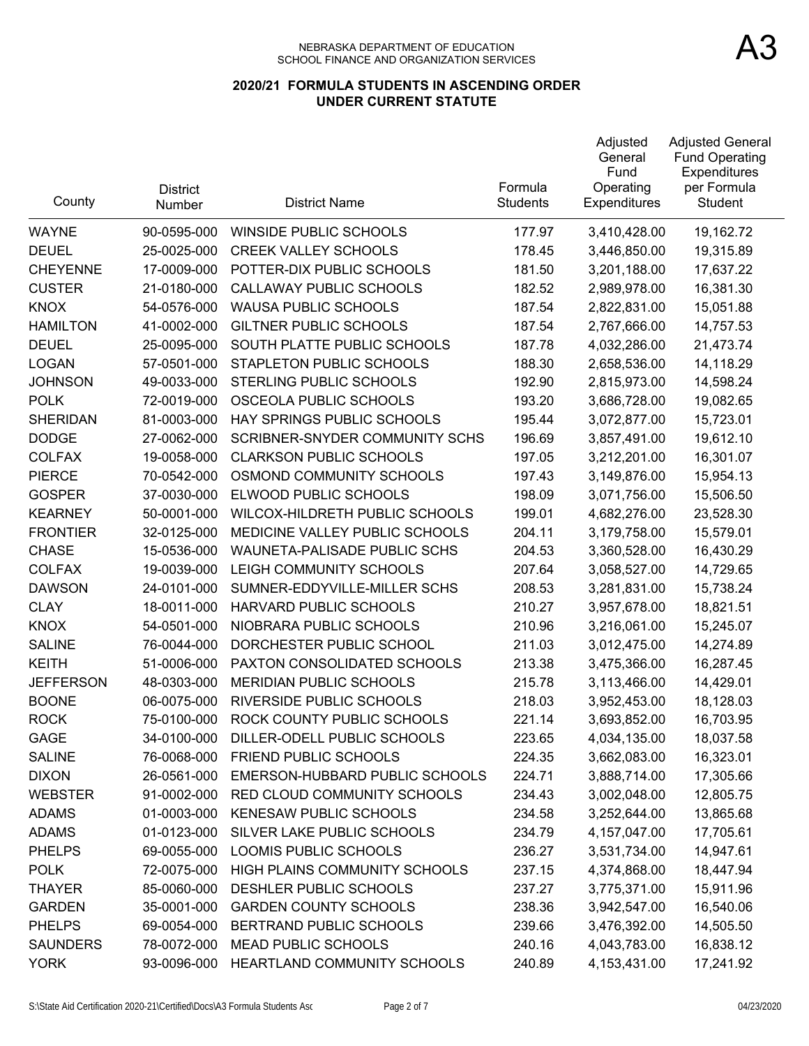NEBRASKA DEPARTMENT OF EDUCATION
SCHOOL FINANCE AND ORGANIZATION SERVICES

A3

## 2020/21 FORMULA STUDENTS IN ASCENDING ORDER UNDER CURRENT STATUTE

| County | District Number | District Name | Formula Students | Adjusted General Fund Operating Expenditures | Adjusted General Fund Operating Expenditures per Formula Student |
|---|---|---|---|---|---|
| WAYNE | 90-0595-000 | WINSIDE PUBLIC SCHOOLS | 177.97 | 3,410,428.00 | 19,162.72 |
| DEUEL | 25-0025-000 | CREEK VALLEY SCHOOLS | 178.45 | 3,446,850.00 | 19,315.89 |
| CHEYENNE | 17-0009-000 | POTTER-DIX PUBLIC SCHOOLS | 181.50 | 3,201,188.00 | 17,637.22 |
| CUSTER | 21-0180-000 | CALLAWAY PUBLIC SCHOOLS | 182.52 | 2,989,978.00 | 16,381.30 |
| KNOX | 54-0576-000 | WAUSA PUBLIC SCHOOLS | 187.54 | 2,822,831.00 | 15,051.88 |
| HAMILTON | 41-0002-000 | GILTNER PUBLIC SCHOOLS | 187.54 | 2,767,666.00 | 14,757.53 |
| DEUEL | 25-0095-000 | SOUTH PLATTE PUBLIC SCHOOLS | 187.78 | 4,032,286.00 | 21,473.74 |
| LOGAN | 57-0501-000 | STAPLETON PUBLIC SCHOOLS | 188.30 | 2,658,536.00 | 14,118.29 |
| JOHNSON | 49-0033-000 | STERLING PUBLIC SCHOOLS | 192.90 | 2,815,973.00 | 14,598.24 |
| POLK | 72-0019-000 | OSCEOLA PUBLIC SCHOOLS | 193.20 | 3,686,728.00 | 19,082.65 |
| SHERIDAN | 81-0003-000 | HAY SPRINGS PUBLIC SCHOOLS | 195.44 | 3,072,877.00 | 15,723.01 |
| DODGE | 27-0062-000 | SCRIBNER-SNYDER COMMUNITY SCHS | 196.69 | 3,857,491.00 | 19,612.10 |
| COLFAX | 19-0058-000 | CLARKSON PUBLIC SCHOOLS | 197.05 | 3,212,201.00 | 16,301.07 |
| PIERCE | 70-0542-000 | OSMOND COMMUNITY SCHOOLS | 197.43 | 3,149,876.00 | 15,954.13 |
| GOSPER | 37-0030-000 | ELWOOD PUBLIC SCHOOLS | 198.09 | 3,071,756.00 | 15,506.50 |
| KEARNEY | 50-0001-000 | WILCOX-HILDRETH PUBLIC SCHOOLS | 199.01 | 4,682,276.00 | 23,528.30 |
| FRONTIER | 32-0125-000 | MEDICINE VALLEY PUBLIC SCHOOLS | 204.11 | 3,179,758.00 | 15,579.01 |
| CHASE | 15-0536-000 | WAUNETA-PALISADE PUBLIC SCHS | 204.53 | 3,360,528.00 | 16,430.29 |
| COLFAX | 19-0039-000 | LEIGH COMMUNITY SCHOOLS | 207.64 | 3,058,527.00 | 14,729.65 |
| DAWSON | 24-0101-000 | SUMNER-EDDYVILLE-MILLER SCHS | 208.53 | 3,281,831.00 | 15,738.24 |
| CLAY | 18-0011-000 | HARVARD PUBLIC SCHOOLS | 210.27 | 3,957,678.00 | 18,821.51 |
| KNOX | 54-0501-000 | NIOBRARA PUBLIC SCHOOLS | 210.96 | 3,216,061.00 | 15,245.07 |
| SALINE | 76-0044-000 | DORCHESTER PUBLIC SCHOOL | 211.03 | 3,012,475.00 | 14,274.89 |
| KEITH | 51-0006-000 | PAXTON CONSOLIDATED SCHOOLS | 213.38 | 3,475,366.00 | 16,287.45 |
| JEFFERSON | 48-0303-000 | MERIDIAN PUBLIC SCHOOLS | 215.78 | 3,113,466.00 | 14,429.01 |
| BOONE | 06-0075-000 | RIVERSIDE PUBLIC SCHOOLS | 218.03 | 3,952,453.00 | 18,128.03 |
| ROCK | 75-0100-000 | ROCK COUNTY PUBLIC SCHOOLS | 221.14 | 3,693,852.00 | 16,703.95 |
| GAGE | 34-0100-000 | DILLER-ODELL PUBLIC SCHOOLS | 223.65 | 4,034,135.00 | 18,037.58 |
| SALINE | 76-0068-000 | FRIEND PUBLIC SCHOOLS | 224.35 | 3,662,083.00 | 16,323.01 |
| DIXON | 26-0561-000 | EMERSON-HUBBARD PUBLIC SCHOOLS | 224.71 | 3,888,714.00 | 17,305.66 |
| WEBSTER | 91-0002-000 | RED CLOUD COMMUNITY SCHOOLS | 234.43 | 3,002,048.00 | 12,805.75 |
| ADAMS | 01-0003-000 | KENESAW PUBLIC SCHOOLS | 234.58 | 3,252,644.00 | 13,865.68 |
| ADAMS | 01-0123-000 | SILVER LAKE PUBLIC SCHOOLS | 234.79 | 4,157,047.00 | 17,705.61 |
| PHELPS | 69-0055-000 | LOOMIS PUBLIC SCHOOLS | 236.27 | 3,531,734.00 | 14,947.61 |
| POLK | 72-0075-000 | HIGH PLAINS COMMUNITY SCHOOLS | 237.15 | 4,374,868.00 | 18,447.94 |
| THAYER | 85-0060-000 | DESHLER PUBLIC SCHOOLS | 237.27 | 3,775,371.00 | 15,911.96 |
| GARDEN | 35-0001-000 | GARDEN COUNTY SCHOOLS | 238.36 | 3,942,547.00 | 16,540.06 |
| PHELPS | 69-0054-000 | BERTRAND PUBLIC SCHOOLS | 239.66 | 3,476,392.00 | 14,505.50 |
| SAUNDERS | 78-0072-000 | MEAD PUBLIC SCHOOLS | 240.16 | 4,043,783.00 | 16,838.12 |
| YORK | 93-0096-000 | HEARTLAND COMMUNITY SCHOOLS | 240.89 | 4,153,431.00 | 17,241.92 |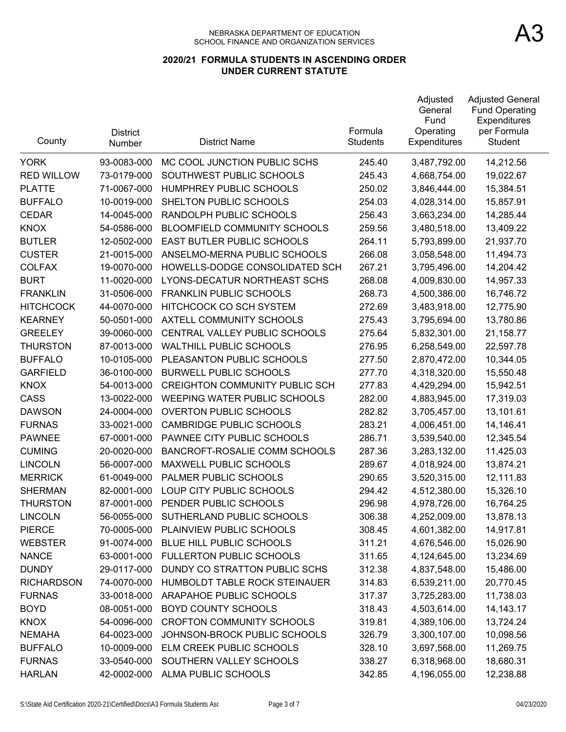NEBRASKA DEPARTMENT OF EDUCATION
SCHOOL FINANCE AND ORGANIZATION SERVICES

A3

## 2020/21 FORMULA STUDENTS IN ASCENDING ORDER UNDER CURRENT STATUTE

| County | District Number | District Name | Formula Students | Adjusted General Fund Operating Expenditures | Adjusted General Fund Operating Expenditures per Formula Student |
|---|---|---|---|---|---|
| YORK | 93-0083-000 | MC COOL JUNCTION PUBLIC SCHS | 245.40 | 3,487,792.00 | 14,212.56 |
| RED WILLOW | 73-0179-000 | SOUTHWEST PUBLIC SCHOOLS | 245.43 | 4,668,754.00 | 19,022.67 |
| PLATTE | 71-0067-000 | HUMPHREY PUBLIC SCHOOLS | 250.02 | 3,846,444.00 | 15,384.51 |
| BUFFALO | 10-0019-000 | SHELTON PUBLIC SCHOOLS | 254.03 | 4,028,314.00 | 15,857.91 |
| CEDAR | 14-0045-000 | RANDOLPH PUBLIC SCHOOLS | 256.43 | 3,663,234.00 | 14,285.44 |
| KNOX | 54-0586-000 | BLOOMFIELD COMMUNITY SCHOOLS | 259.56 | 3,480,518.00 | 13,409.22 |
| BUTLER | 12-0502-000 | EAST BUTLER PUBLIC SCHOOLS | 264.11 | 5,793,899.00 | 21,937.70 |
| CUSTER | 21-0015-000 | ANSELMO-MERNA PUBLIC SCHOOLS | 266.08 | 3,058,548.00 | 11,494.73 |
| COLFAX | 19-0070-000 | HOWELLS-DODGE CONSOLIDATED SCH | 267.21 | 3,795,496.00 | 14,204.42 |
| BURT | 11-0020-000 | LYONS-DECATUR NORTHEAST SCHS | 268.08 | 4,009,830.00 | 14,957.33 |
| FRANKLIN | 31-0506-000 | FRANKLIN PUBLIC SCHOOLS | 268.73 | 4,500,386.00 | 16,746.72 |
| HITCHCOCK | 44-0070-000 | HITCHCOCK CO SCH SYSTEM | 272.69 | 3,483,918.00 | 12,775.90 |
| KEARNEY | 50-0501-000 | AXTELL COMMUNITY SCHOOLS | 275.43 | 3,795,694.00 | 13,780.86 |
| GREELEY | 39-0060-000 | CENTRAL VALLEY PUBLIC SCHOOLS | 275.64 | 5,832,301.00 | 21,158.77 |
| THURSTON | 87-0013-000 | WALTHILL PUBLIC SCHOOLS | 276.95 | 6,258,549.00 | 22,597.78 |
| BUFFALO | 10-0105-000 | PLEASANTON PUBLIC SCHOOLS | 277.50 | 2,870,472.00 | 10,344.05 |
| GARFIELD | 36-0100-000 | BURWELL PUBLIC SCHOOLS | 277.70 | 4,318,320.00 | 15,550.48 |
| KNOX | 54-0013-000 | CREIGHTON COMMUNITY PUBLIC SCH | 277.83 | 4,429,294.00 | 15,942.51 |
| CASS | 13-0022-000 | WEEPING WATER PUBLIC SCHOOLS | 282.00 | 4,883,945.00 | 17,319.03 |
| DAWSON | 24-0004-000 | OVERTON PUBLIC SCHOOLS | 282.82 | 3,705,457.00 | 13,101.61 |
| FURNAS | 33-0021-000 | CAMBRIDGE PUBLIC SCHOOLS | 283.21 | 4,006,451.00 | 14,146.41 |
| PAWNEE | 67-0001-000 | PAWNEE CITY PUBLIC SCHOOLS | 286.71 | 3,539,540.00 | 12,345.54 |
| CUMING | 20-0020-000 | BANCROFT-ROSALIE COMM SCHOOLS | 287.36 | 3,283,132.00 | 11,425.03 |
| LINCOLN | 56-0007-000 | MAXWELL PUBLIC SCHOOLS | 289.67 | 4,018,924.00 | 13,874.21 |
| MERRICK | 61-0049-000 | PALMER PUBLIC SCHOOLS | 290.65 | 3,520,315.00 | 12,111.83 |
| SHERMAN | 82-0001-000 | LOUP CITY PUBLIC SCHOOLS | 294.42 | 4,512,380.00 | 15,326.10 |
| THURSTON | 87-0001-000 | PENDER PUBLIC SCHOOLS | 296.98 | 4,978,726.00 | 16,764.25 |
| LINCOLN | 56-0055-000 | SUTHERLAND PUBLIC SCHOOLS | 306.38 | 4,252,009.00 | 13,878.13 |
| PIERCE | 70-0005-000 | PLAINVIEW PUBLIC SCHOOLS | 308.45 | 4,601,382.00 | 14,917.81 |
| WEBSTER | 91-0074-000 | BLUE HILL PUBLIC SCHOOLS | 311.21 | 4,676,546.00 | 15,026.90 |
| NANCE | 63-0001-000 | FULLERTON PUBLIC SCHOOLS | 311.65 | 4,124,645.00 | 13,234.69 |
| DUNDY | 29-0117-000 | DUNDY CO STRATTON PUBLIC SCHS | 312.38 | 4,837,548.00 | 15,486.00 |
| RICHARDSON | 74-0070-000 | HUMBOLDT TABLE ROCK STEINAUER | 314.83 | 6,539,211.00 | 20,770.45 |
| FURNAS | 33-0018-000 | ARAPAHOE PUBLIC SCHOOLS | 317.37 | 3,725,283.00 | 11,738.03 |
| BOYD | 08-0051-000 | BOYD COUNTY SCHOOLS | 318.43 | 4,503,614.00 | 14,143.17 |
| KNOX | 54-0096-000 | CROFTON COMMUNITY SCHOOLS | 319.81 | 4,389,106.00 | 13,724.24 |
| NEMAHA | 64-0023-000 | JOHNSON-BROCK PUBLIC SCHOOLS | 326.79 | 3,300,107.00 | 10,098.56 |
| BUFFALO | 10-0009-000 | ELM CREEK PUBLIC SCHOOLS | 328.10 | 3,697,568.00 | 11,269.75 |
| FURNAS | 33-0540-000 | SOUTHERN VALLEY SCHOOLS | 338.27 | 6,318,968.00 | 18,680.31 |
| HARLAN | 42-0002-000 | ALMA PUBLIC SCHOOLS | 342.85 | 4,196,055.00 | 12,238.88 |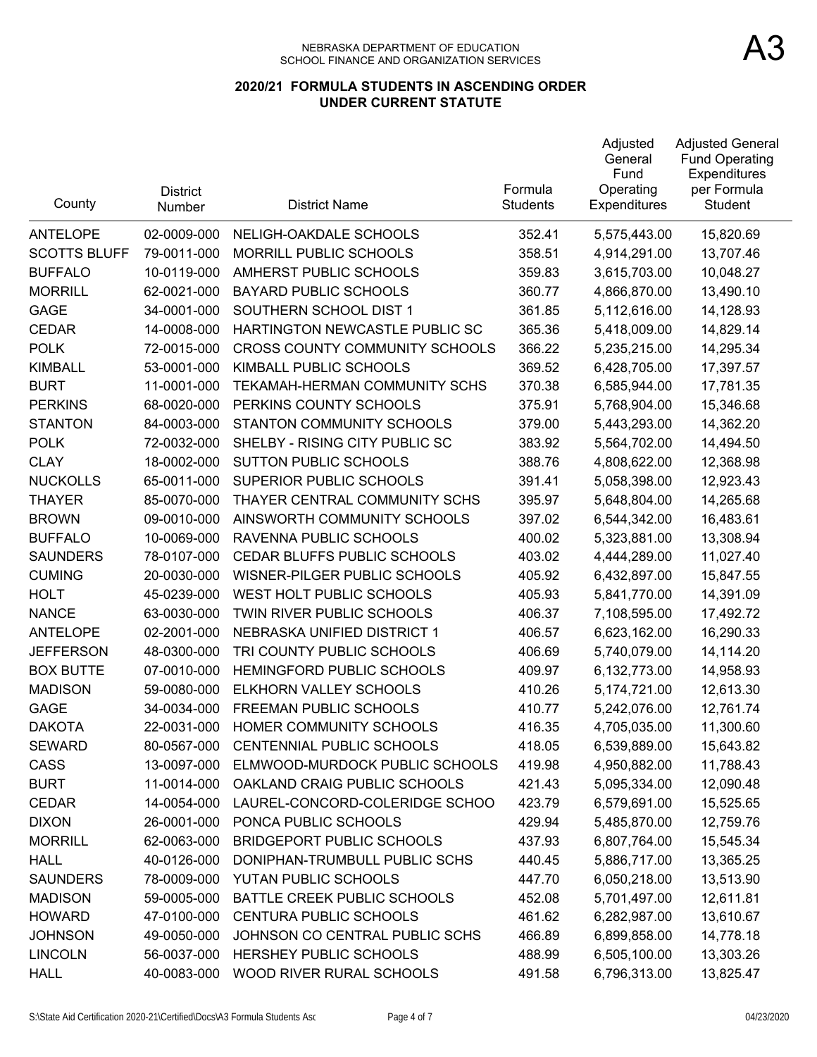NEBRASKA DEPARTMENT OF EDUCATION
SCHOOL FINANCE AND ORGANIZATION SERVICES

A3

## 2020/21 FORMULA STUDENTS IN ASCENDING ORDER UNDER CURRENT STATUTE

| County | District Number | District Name | Formula Students | Adjusted General Fund Operating Expenditures | Adjusted General Fund Operating Expenditures per Formula Student |
|---|---|---|---|---|---|
| ANTELOPE | 02-0009-000 | NELIGH-OAKDALE SCHOOLS | 352.41 | 5,575,443.00 | 15,820.69 |
| SCOTTS BLUFF | 79-0011-000 | MORRILL PUBLIC SCHOOLS | 358.51 | 4,914,291.00 | 13,707.46 |
| BUFFALO | 10-0119-000 | AMHERST PUBLIC SCHOOLS | 359.83 | 3,615,703.00 | 10,048.27 |
| MORRILL | 62-0021-000 | BAYARD PUBLIC SCHOOLS | 360.77 | 4,866,870.00 | 13,490.10 |
| GAGE | 34-0001-000 | SOUTHERN SCHOOL DIST 1 | 361.85 | 5,112,616.00 | 14,128.93 |
| CEDAR | 14-0008-000 | HARTINGTON NEWCASTLE PUBLIC SC | 365.36 | 5,418,009.00 | 14,829.14 |
| POLK | 72-0015-000 | CROSS COUNTY COMMUNITY SCHOOLS | 366.22 | 5,235,215.00 | 14,295.34 |
| KIMBALL | 53-0001-000 | KIMBALL PUBLIC SCHOOLS | 369.52 | 6,428,705.00 | 17,397.57 |
| BURT | 11-0001-000 | TEKAMAH-HERMAN COMMUNITY SCHS | 370.38 | 6,585,944.00 | 17,781.35 |
| PERKINS | 68-0020-000 | PERKINS COUNTY SCHOOLS | 375.91 | 5,768,904.00 | 15,346.68 |
| STANTON | 84-0003-000 | STANTON COMMUNITY SCHOOLS | 379.00 | 5,443,293.00 | 14,362.20 |
| POLK | 72-0032-000 | SHELBY - RISING CITY PUBLIC SC | 383.92 | 5,564,702.00 | 14,494.50 |
| CLAY | 18-0002-000 | SUTTON PUBLIC SCHOOLS | 388.76 | 4,808,622.00 | 12,368.98 |
| NUCKOLLS | 65-0011-000 | SUPERIOR PUBLIC SCHOOLS | 391.41 | 5,058,398.00 | 12,923.43 |
| THAYER | 85-0070-000 | THAYER CENTRAL COMMUNITY SCHS | 395.97 | 5,648,804.00 | 14,265.68 |
| BROWN | 09-0010-000 | AINSWORTH COMMUNITY SCHOOLS | 397.02 | 6,544,342.00 | 16,483.61 |
| BUFFALO | 10-0069-000 | RAVENNA PUBLIC SCHOOLS | 400.02 | 5,323,881.00 | 13,308.94 |
| SAUNDERS | 78-0107-000 | CEDAR BLUFFS PUBLIC SCHOOLS | 403.02 | 4,444,289.00 | 11,027.40 |
| CUMING | 20-0030-000 | WISNER-PILGER PUBLIC SCHOOLS | 405.92 | 6,432,897.00 | 15,847.55 |
| HOLT | 45-0239-000 | WEST HOLT PUBLIC SCHOOLS | 405.93 | 5,841,770.00 | 14,391.09 |
| NANCE | 63-0030-000 | TWIN RIVER PUBLIC SCHOOLS | 406.37 | 7,108,595.00 | 17,492.72 |
| ANTELOPE | 02-2001-000 | NEBRASKA UNIFIED DISTRICT 1 | 406.57 | 6,623,162.00 | 16,290.33 |
| JEFFERSON | 48-0300-000 | TRI COUNTY PUBLIC SCHOOLS | 406.69 | 5,740,079.00 | 14,114.20 |
| BOX BUTTE | 07-0010-000 | HEMINGFORD PUBLIC SCHOOLS | 409.97 | 6,132,773.00 | 14,958.93 |
| MADISON | 59-0080-000 | ELKHORN VALLEY SCHOOLS | 410.26 | 5,174,721.00 | 12,613.30 |
| GAGE | 34-0034-000 | FREEMAN PUBLIC SCHOOLS | 410.77 | 5,242,076.00 | 12,761.74 |
| DAKOTA | 22-0031-000 | HOMER COMMUNITY SCHOOLS | 416.35 | 4,705,035.00 | 11,300.60 |
| SEWARD | 80-0567-000 | CENTENNIAL PUBLIC SCHOOLS | 418.05 | 6,539,889.00 | 15,643.82 |
| CASS | 13-0097-000 | ELMWOOD-MURDOCK PUBLIC SCHOOLS | 419.98 | 4,950,882.00 | 11,788.43 |
| BURT | 11-0014-000 | OAKLAND CRAIG PUBLIC SCHOOLS | 421.43 | 5,095,334.00 | 12,090.48 |
| CEDAR | 14-0054-000 | LAUREL-CONCORD-COLERIDGE SCHOO | 423.79 | 6,579,691.00 | 15,525.65 |
| DIXON | 26-0001-000 | PONCA PUBLIC SCHOOLS | 429.94 | 5,485,870.00 | 12,759.76 |
| MORRILL | 62-0063-000 | BRIDGEPORT PUBLIC SCHOOLS | 437.93 | 6,807,764.00 | 15,545.34 |
| HALL | 40-0126-000 | DONIPHAN-TRUMBULL PUBLIC SCHS | 440.45 | 5,886,717.00 | 13,365.25 |
| SAUNDERS | 78-0009-000 | YUTAN PUBLIC SCHOOLS | 447.70 | 6,050,218.00 | 13,513.90 |
| MADISON | 59-0005-000 | BATTLE CREEK PUBLIC SCHOOLS | 452.08 | 5,701,497.00 | 12,611.81 |
| HOWARD | 47-0100-000 | CENTURA PUBLIC SCHOOLS | 461.62 | 6,282,987.00 | 13,610.67 |
| JOHNSON | 49-0050-000 | JOHNSON CO CENTRAL PUBLIC SCHS | 466.89 | 6,899,858.00 | 14,778.18 |
| LINCOLN | 56-0037-000 | HERSHEY PUBLIC SCHOOLS | 488.99 | 6,505,100.00 | 13,303.26 |
| HALL | 40-0083-000 | WOOD RIVER RURAL SCHOOLS | 491.58 | 6,796,313.00 | 13,825.47 |

S:\State Aid Certification 2020-21\Certified\Docs\A3 Formula Students Asc    04/23/2020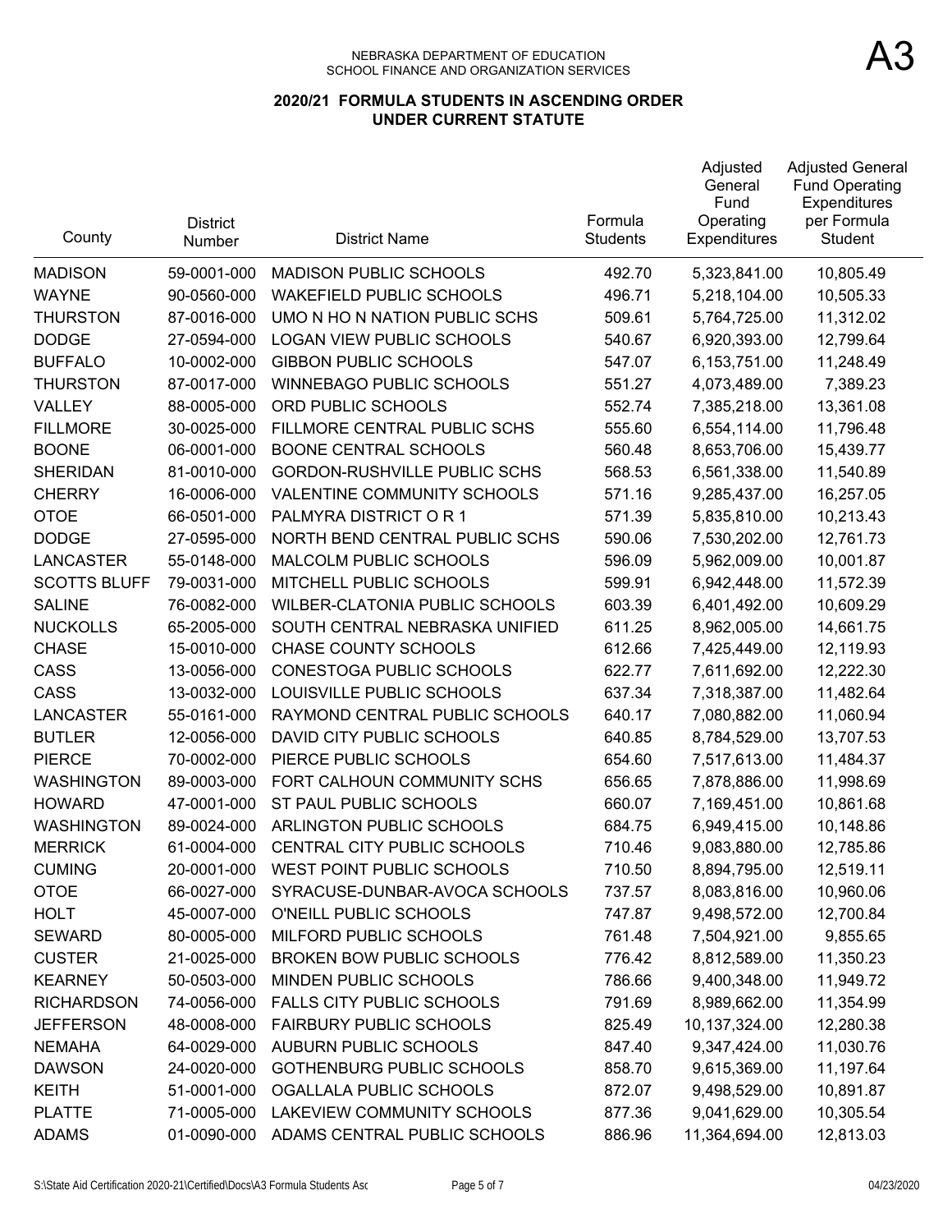NEBRASKA DEPARTMENT OF EDUCATION
SCHOOL FINANCE AND ORGANIZATION SERVICES

A3

## 2020/21 FORMULA STUDENTS IN ASCENDING ORDER UNDER CURRENT STATUTE

| County | District Number | District Name | Formula Students | Adjusted General Fund Operating Expenditures | Adjusted General Fund Operating Expenditures per Formula Student |
|---|---|---|---|---|---|
| MADISON | 59-0001-000 | MADISON PUBLIC SCHOOLS | 492.70 | 5,323,841.00 | 10,805.49 |
| WAYNE | 90-0560-000 | WAKEFIELD PUBLIC SCHOOLS | 496.71 | 5,218,104.00 | 10,505.33 |
| THURSTON | 87-0016-000 | UMO N HO N NATION PUBLIC SCHS | 509.61 | 5,764,725.00 | 11,312.02 |
| DODGE | 27-0594-000 | LOGAN VIEW PUBLIC SCHOOLS | 540.67 | 6,920,393.00 | 12,799.64 |
| BUFFALO | 10-0002-000 | GIBBON PUBLIC SCHOOLS | 547.07 | 6,153,751.00 | 11,248.49 |
| THURSTON | 87-0017-000 | WINNEBAGO PUBLIC SCHOOLS | 551.27 | 4,073,489.00 | 7,389.23 |
| VALLEY | 88-0005-000 | ORD PUBLIC SCHOOLS | 552.74 | 7,385,218.00 | 13,361.08 |
| FILLMORE | 30-0025-000 | FILLMORE CENTRAL PUBLIC SCHS | 555.60 | 6,554,114.00 | 11,796.48 |
| BOONE | 06-0001-000 | BOONE CENTRAL SCHOOLS | 560.48 | 8,653,706.00 | 15,439.77 |
| SHERIDAN | 81-0010-000 | GORDON-RUSHVILLE PUBLIC SCHS | 568.53 | 6,561,338.00 | 11,540.89 |
| CHERRY | 16-0006-000 | VALENTINE COMMUNITY SCHOOLS | 571.16 | 9,285,437.00 | 16,257.05 |
| OTOE | 66-0501-000 | PALMYRA DISTRICT O R 1 | 571.39 | 5,835,810.00 | 10,213.43 |
| DODGE | 27-0595-000 | NORTH BEND CENTRAL PUBLIC SCHS | 590.06 | 7,530,202.00 | 12,761.73 |
| LANCASTER | 55-0148-000 | MALCOLM PUBLIC SCHOOLS | 596.09 | 5,962,009.00 | 10,001.87 |
| SCOTTS BLUFF | 79-0031-000 | MITCHELL PUBLIC SCHOOLS | 599.91 | 6,942,448.00 | 11,572.39 |
| SALINE | 76-0082-000 | WILBER-CLATONIA PUBLIC SCHOOLS | 603.39 | 6,401,492.00 | 10,609.29 |
| NUCKOLLS | 65-2005-000 | SOUTH CENTRAL NEBRASKA UNIFIED | 611.25 | 8,962,005.00 | 14,661.75 |
| CHASE | 15-0010-000 | CHASE COUNTY SCHOOLS | 612.66 | 7,425,449.00 | 12,119.93 |
| CASS | 13-0056-000 | CONESTOGA PUBLIC SCHOOLS | 622.77 | 7,611,692.00 | 12,222.30 |
| CASS | 13-0032-000 | LOUISVILLE PUBLIC SCHOOLS | 637.34 | 7,318,387.00 | 11,482.64 |
| LANCASTER | 55-0161-000 | RAYMOND CENTRAL PUBLIC SCHOOLS | 640.17 | 7,080,882.00 | 11,060.94 |
| BUTLER | 12-0056-000 | DAVID CITY PUBLIC SCHOOLS | 640.85 | 8,784,529.00 | 13,707.53 |
| PIERCE | 70-0002-000 | PIERCE PUBLIC SCHOOLS | 654.60 | 7,517,613.00 | 11,484.37 |
| WASHINGTON | 89-0003-000 | FORT CALHOUN COMMUNITY SCHS | 656.65 | 7,878,886.00 | 11,998.69 |
| HOWARD | 47-0001-000 | ST PAUL PUBLIC SCHOOLS | 660.07 | 7,169,451.00 | 10,861.68 |
| WASHINGTON | 89-0024-000 | ARLINGTON PUBLIC SCHOOLS | 684.75 | 6,949,415.00 | 10,148.86 |
| MERRICK | 61-0004-000 | CENTRAL CITY PUBLIC SCHOOLS | 710.46 | 9,083,880.00 | 12,785.86 |
| CUMING | 20-0001-000 | WEST POINT PUBLIC SCHOOLS | 710.50 | 8,894,795.00 | 12,519.11 |
| OTOE | 66-0027-000 | SYRACUSE-DUNBAR-AVOCA SCHOOLS | 737.57 | 8,083,816.00 | 10,960.06 |
| HOLT | 45-0007-000 | O'NEILL PUBLIC SCHOOLS | 747.87 | 9,498,572.00 | 12,700.84 |
| SEWARD | 80-0005-000 | MILFORD PUBLIC SCHOOLS | 761.48 | 7,504,921.00 | 9,855.65 |
| CUSTER | 21-0025-000 | BROKEN BOW PUBLIC SCHOOLS | 776.42 | 8,812,589.00 | 11,350.23 |
| KEARNEY | 50-0503-000 | MINDEN PUBLIC SCHOOLS | 786.66 | 9,400,348.00 | 11,949.72 |
| RICHARDSON | 74-0056-000 | FALLS CITY PUBLIC SCHOOLS | 791.69 | 8,989,662.00 | 11,354.99 |
| JEFFERSON | 48-0008-000 | FAIRBURY PUBLIC SCHOOLS | 825.49 | 10,137,324.00 | 12,280.38 |
| NEMAHA | 64-0029-000 | AUBURN PUBLIC SCHOOLS | 847.40 | 9,347,424.00 | 11,030.76 |
| DAWSON | 24-0020-000 | GOTHENBURG PUBLIC SCHOOLS | 858.70 | 9,615,369.00 | 11,197.64 |
| KEITH | 51-0001-000 | OGALLALA PUBLIC SCHOOLS | 872.07 | 9,498,529.00 | 10,891.87 |
| PLATTE | 71-0005-000 | LAKEVIEW COMMUNITY SCHOOLS | 877.36 | 9,041,629.00 | 10,305.54 |
| ADAMS | 01-0090-000 | ADAMS CENTRAL PUBLIC SCHOOLS | 886.96 | 11,364,694.00 | 12,813.03 |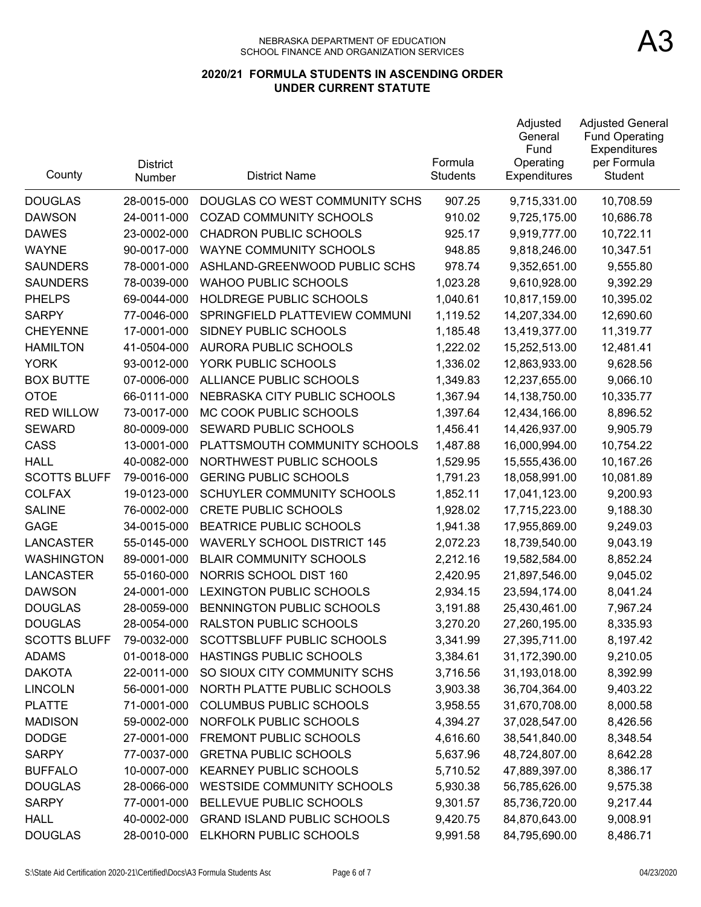NEBRASKA DEPARTMENT OF EDUCATION
SCHOOL FINANCE AND ORGANIZATION SERVICES

A3

## 2020/21 FORMULA STUDENTS IN ASCENDING ORDER UNDER CURRENT STATUTE

| County | District Number | District Name | Formula Students | Adjusted General Fund Operating Expenditures | Adjusted General Fund Operating Expenditures per Formula Student |
|---|---|---|---|---|---|
| DOUGLAS | 28-0015-000 | DOUGLAS CO WEST COMMUNITY SCHS | 907.25 | 9,715,331.00 | 10,708.59 |
| DAWSON | 24-0011-000 | COZAD COMMUNITY SCHOOLS | 910.02 | 9,725,175.00 | 10,686.78 |
| DAWES | 23-0002-000 | CHADRON PUBLIC SCHOOLS | 925.17 | 9,919,777.00 | 10,722.11 |
| WAYNE | 90-0017-000 | WAYNE COMMUNITY SCHOOLS | 948.85 | 9,818,246.00 | 10,347.51 |
| SAUNDERS | 78-0001-000 | ASHLAND-GREENWOOD PUBLIC SCHS | 978.74 | 9,352,651.00 | 9,555.80 |
| SAUNDERS | 78-0039-000 | WAHOO PUBLIC SCHOOLS | 1,023.28 | 9,610,928.00 | 9,392.29 |
| PHELPS | 69-0044-000 | HOLDREGE PUBLIC SCHOOLS | 1,040.61 | 10,817,159.00 | 10,395.02 |
| SARPY | 77-0046-000 | SPRINGFIELD PLATTEVIEW COMMUNI | 1,119.52 | 14,207,334.00 | 12,690.60 |
| CHEYENNE | 17-0001-000 | SIDNEY PUBLIC SCHOOLS | 1,185.48 | 13,419,377.00 | 11,319.77 |
| HAMILTON | 41-0504-000 | AURORA PUBLIC SCHOOLS | 1,222.02 | 15,252,513.00 | 12,481.41 |
| YORK | 93-0012-000 | YORK PUBLIC SCHOOLS | 1,336.02 | 12,863,933.00 | 9,628.56 |
| BOX BUTTE | 07-0006-000 | ALLIANCE PUBLIC SCHOOLS | 1,349.83 | 12,237,655.00 | 9,066.10 |
| OTOE | 66-0111-000 | NEBRASKA CITY PUBLIC SCHOOLS | 1,367.94 | 14,138,750.00 | 10,335.77 |
| RED WILLOW | 73-0017-000 | MC COOK PUBLIC SCHOOLS | 1,397.64 | 12,434,166.00 | 8,896.52 |
| SEWARD | 80-0009-000 | SEWARD PUBLIC SCHOOLS | 1,456.41 | 14,426,937.00 | 9,905.79 |
| CASS | 13-0001-000 | PLATTSMOUTH COMMUNITY SCHOOLS | 1,487.88 | 16,000,994.00 | 10,754.22 |
| HALL | 40-0082-000 | NORTHWEST PUBLIC SCHOOLS | 1,529.95 | 15,555,436.00 | 10,167.26 |
| SCOTTS BLUFF | 79-0016-000 | GERING PUBLIC SCHOOLS | 1,791.23 | 18,058,991.00 | 10,081.89 |
| COLFAX | 19-0123-000 | SCHUYLER COMMUNITY SCHOOLS | 1,852.11 | 17,041,123.00 | 9,200.93 |
| SALINE | 76-0002-000 | CRETE PUBLIC SCHOOLS | 1,928.02 | 17,715,223.00 | 9,188.30 |
| GAGE | 34-0015-000 | BEATRICE PUBLIC SCHOOLS | 1,941.38 | 17,955,869.00 | 9,249.03 |
| LANCASTER | 55-0145-000 | WAVERLY SCHOOL DISTRICT 145 | 2,072.23 | 18,739,540.00 | 9,043.19 |
| WASHINGTON | 89-0001-000 | BLAIR COMMUNITY SCHOOLS | 2,212.16 | 19,582,584.00 | 8,852.24 |
| LANCASTER | 55-0160-000 | NORRIS SCHOOL DIST 160 | 2,420.95 | 21,897,546.00 | 9,045.02 |
| DAWSON | 24-0001-000 | LEXINGTON PUBLIC SCHOOLS | 2,934.15 | 23,594,174.00 | 8,041.24 |
| DOUGLAS | 28-0059-000 | BENNINGTON PUBLIC SCHOOLS | 3,191.88 | 25,430,461.00 | 7,967.24 |
| DOUGLAS | 28-0054-000 | RALSTON PUBLIC SCHOOLS | 3,270.20 | 27,260,195.00 | 8,335.93 |
| SCOTTS BLUFF | 79-0032-000 | SCOTTSBLUFF PUBLIC SCHOOLS | 3,341.99 | 27,395,711.00 | 8,197.42 |
| ADAMS | 01-0018-000 | HASTINGS PUBLIC SCHOOLS | 3,384.61 | 31,172,390.00 | 9,210.05 |
| DAKOTA | 22-0011-000 | SO SIOUX CITY COMMUNITY SCHS | 3,716.56 | 31,193,018.00 | 8,392.99 |
| LINCOLN | 56-0001-000 | NORTH PLATTE PUBLIC SCHOOLS | 3,903.38 | 36,704,364.00 | 9,403.22 |
| PLATTE | 71-0001-000 | COLUMBUS PUBLIC SCHOOLS | 3,958.55 | 31,670,708.00 | 8,000.58 |
| MADISON | 59-0002-000 | NORFOLK PUBLIC SCHOOLS | 4,394.27 | 37,028,547.00 | 8,426.56 |
| DODGE | 27-0001-000 | FREMONT PUBLIC SCHOOLS | 4,616.60 | 38,541,840.00 | 8,348.54 |
| SARPY | 77-0037-000 | GRETNA PUBLIC SCHOOLS | 5,637.96 | 48,724,807.00 | 8,642.28 |
| BUFFALO | 10-0007-000 | KEARNEY PUBLIC SCHOOLS | 5,710.52 | 47,889,397.00 | 8,386.17 |
| DOUGLAS | 28-0066-000 | WESTSIDE COMMUNITY SCHOOLS | 5,930.38 | 56,785,626.00 | 9,575.38 |
| SARPY | 77-0001-000 | BELLEVUE PUBLIC SCHOOLS | 9,301.57 | 85,736,720.00 | 9,217.44 |
| HALL | 40-0002-000 | GRAND ISLAND PUBLIC SCHOOLS | 9,420.75 | 84,870,643.00 | 9,008.91 |
| DOUGLAS | 28-0010-000 | ELKHORN PUBLIC SCHOOLS | 9,991.58 | 84,795,690.00 | 8,486.71 |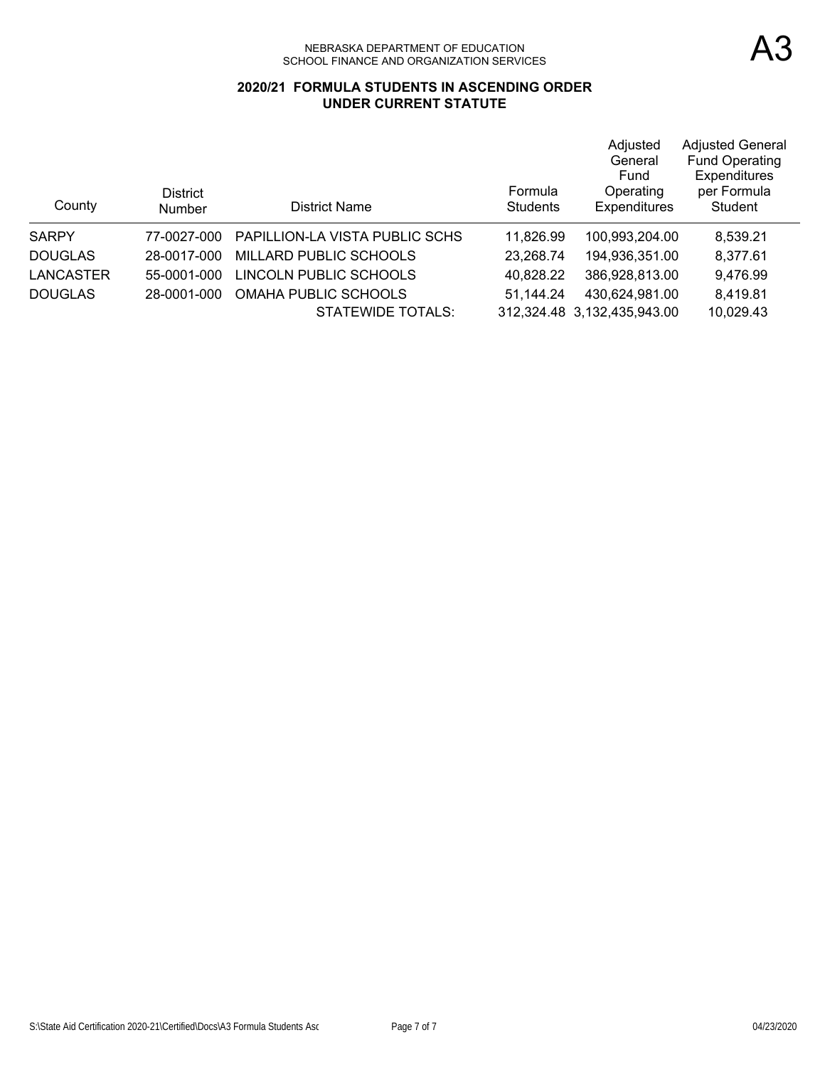NEBRASKA DEPARTMENT OF EDUCATION
SCHOOL FINANCE AND ORGANIZATION SERVICES

A3

## 2020/21 FORMULA STUDENTS IN ASCENDING ORDER UNDER CURRENT STATUTE

| County | District Number | District Name | Formula Students | Adjusted General Fund Operating Expenditures | Adjusted General Fund Operating Expenditures per Formula Student |
|---|---|---|---|---|---|
| SARPY | 77-0027-000 | PAPILLION-LA VISTA PUBLIC SCHS | 11,826.99 | 100,993,204.00 | 8,539.21 |
| DOUGLAS | 28-0017-000 | MILLARD PUBLIC SCHOOLS | 23,268.74 | 194,936,351.00 | 8,377.61 |
| LANCASTER | 55-0001-000 | LINCOLN PUBLIC SCHOOLS | 40,828.22 | 386,928,813.00 | 9,476.99 |
| DOUGLAS | 28-0001-000 | OMAHA PUBLIC SCHOOLS | 51,144.24 | 430,624,981.00 | 8,419.81 |
| | | STATEWIDE TOTALS: | 312,324.48 | 3,132,435,943.00 | 10,029.43 |